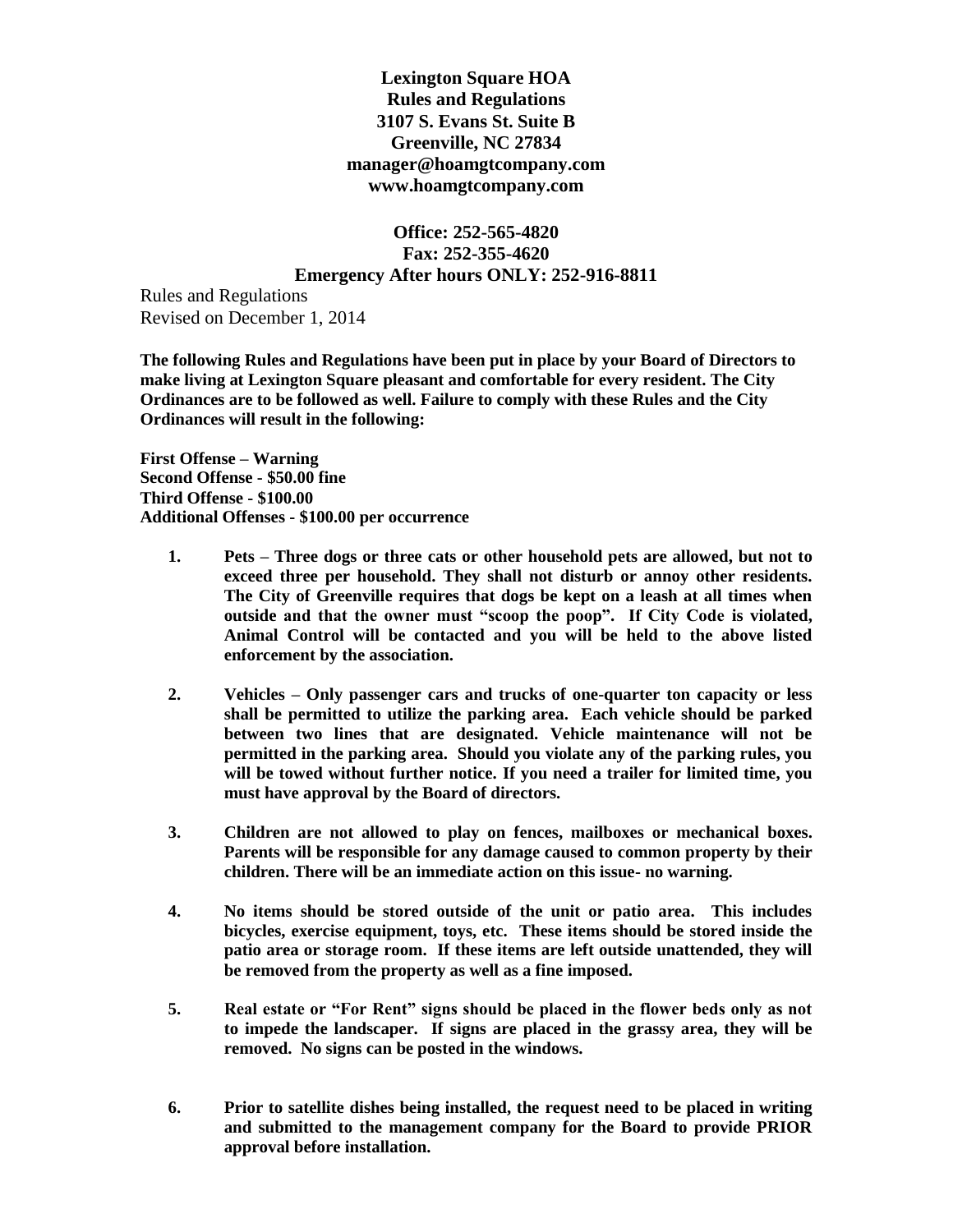**Lexington Square HOA**
**Rules and Regulations**
**3107 S. Evans St. Suite B**
**Greenville, NC 27834**
**manager@hoamgtcompany.com**
**www.hoamgtcompany.com**

**Office: 252-565-4820**
**Fax: 252-355-4620**
**Emergency After hours ONLY: 252-916-8811**

Rules and Regulations
Revised on December 1, 2014

**The following Rules and Regulations have been put in place by your Board of Directors to make living at Lexington Square pleasant and comfortable for every resident. The City Ordinances are to be followed as well. Failure to comply with these Rules and the City Ordinances will result in the following:**

**First Offense – Warning**
**Second Offense - $50.00 fine**
**Third Offense - $100.00**
**Additional Offenses - $100.00 per occurrence**

1. **Pets – Three dogs or three cats or other household pets are allowed, but not to exceed three per household. They shall not disturb or annoy other residents. The City of Greenville requires that dogs be kept on a leash at all times when outside and that the owner must "scoop the poop". If City Code is violated, Animal Control will be contacted and you will be held to the above listed enforcement by the association.**

2. **Vehicles – Only passenger cars and trucks of one-quarter ton capacity or less shall be permitted to utilize the parking area. Each vehicle should be parked between two lines that are designated. Vehicle maintenance will not be permitted in the parking area. Should you violate any of the parking rules, you will be towed without further notice. If you need a trailer for limited time, you must have approval by the Board of directors.**

3. **Children are not allowed to play on fences, mailboxes or mechanical boxes. Parents will be responsible for any damage caused to common property by their children. There will be an immediate action on this issue- no warning.**

4. **No items should be stored outside of the unit or patio area. This includes bicycles, exercise equipment, toys, etc. These items should be stored inside the patio area or storage room. If these items are left outside unattended, they will be removed from the property as well as a fine imposed.**

5. **Real estate or "For Rent" signs should be placed in the flower beds only as not to impede the landscaper. If signs are placed in the grassy area, they will be removed. No signs can be posted in the windows.**

6. **Prior to satellite dishes being installed, the request need to be placed in writing and submitted to the management company for the Board to provide PRIOR approval before installation.**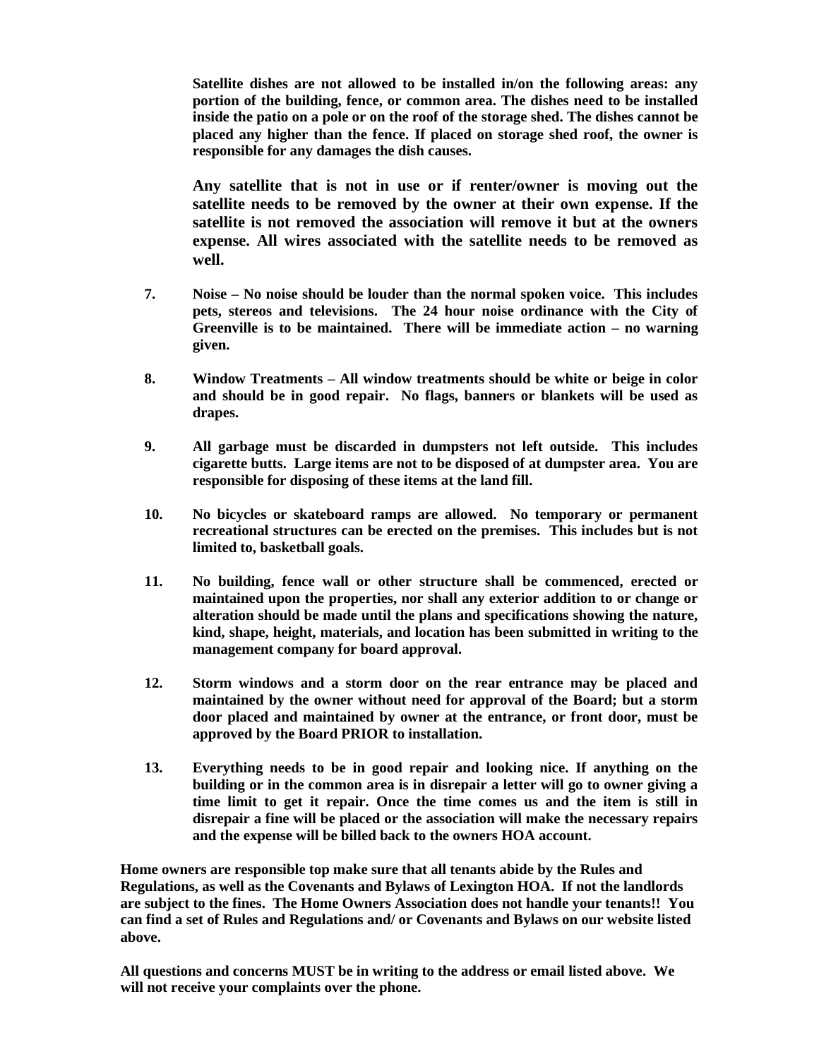**Satellite dishes are not allowed to be installed in/on the following areas: any portion of the building, fence, or common area. The dishes need to be installed inside the patio on a pole or on the roof of the storage shed. The dishes cannot be placed any higher than the fence. If placed on storage shed roof, the owner is responsible for any damages the dish causes.**

**Any satellite that is not in use or if renter/owner is moving out the satellite needs to be removed by the owner at their own expense. If the satellite is not removed the association will remove it but at the owners expense. All wires associated with the satellite needs to be removed as well.**

7. **Noise – No noise should be louder than the normal spoken voice. This includes pets, stereos and televisions. The 24 hour noise ordinance with the City of Greenville is to be maintained. There will be immediate action – no warning given.**

8. **Window Treatments – All window treatments should be white or beige in color and should be in good repair. No flags, banners or blankets will be used as drapes.**

9. **All garbage must be discarded in dumpsters not left outside. This includes cigarette butts. Large items are not to be disposed of at dumpster area. You are responsible for disposing of these items at the land fill.**

10. **No bicycles or skateboard ramps are allowed. No temporary or permanent recreational structures can be erected on the premises. This includes but is not limited to, basketball goals.**

11. **No building, fence wall or other structure shall be commenced, erected or maintained upon the properties, nor shall any exterior addition to or change or alteration should be made until the plans and specifications showing the nature, kind, shape, height, materials, and location has been submitted in writing to the management company for board approval.**

12. **Storm windows and a storm door on the rear entrance may be placed and maintained by the owner without need for approval of the Board; but a storm door placed and maintained by owner at the entrance, or front door, must be approved by the Board PRIOR to installation.**

13. **Everything needs to be in good repair and looking nice. If anything on the building or in the common area is in disrepair a letter will go to owner giving a time limit to get it repair. Once the time comes us and the item is still in disrepair a fine will be placed or the association will make the necessary repairs and the expense will be billed back to the owners HOA account.**

**Home owners are responsible top make sure that all tenants abide by the Rules and Regulations, as well as the Covenants and Bylaws of Lexington HOA. If not the landlords are subject to the fines. The Home Owners Association does not handle your tenants!! You can find a set of Rules and Regulations and/ or Covenants and Bylaws on our website listed above.**

**All questions and concerns MUST be in writing to the address or email listed above. We will not receive your complaints over the phone.**